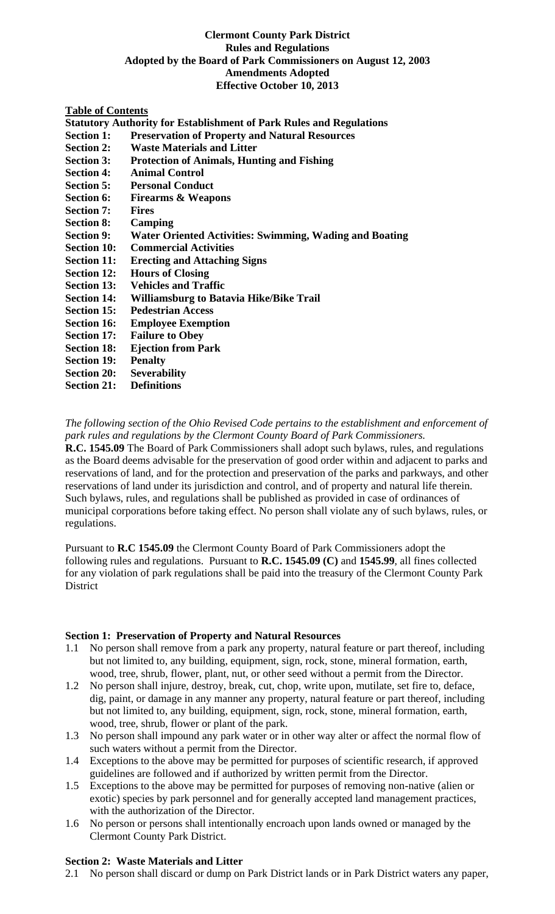**Clermont County Park District**
**Rules and Regulations**
**Adopted by the Board of Park Commissioners on August 12, 2003**
**Amendments Adopted**
**Effective October 10, 2013**

**Table of Contents**

**Statutory Authority for Establishment of Park Rules and Regulations**
**Section 1: Preservation of Property and Natural Resources**
**Section 2: Waste Materials and Litter**
**Section 3: Protection of Animals, Hunting and Fishing**
**Section 4: Animal Control**
**Section 5: Personal Conduct**
**Section 6: Firearms & Weapons**
**Section 7: Fires**
**Section 8: Camping**
**Section 9: Water Oriented Activities: Swimming, Wading and Boating**
**Section 10: Commercial Activities**
**Section 11: Erecting and Attaching Signs**
**Section 12: Hours of Closing**
**Section 13: Vehicles and Traffic**
**Section 14: Williamsburg to Batavia Hike/Bike Trail**
**Section 15: Pedestrian Access**
**Section 16: Employee Exemption**
**Section 17: Failure to Obey**
**Section 18: Ejection from Park**
**Section 19: Penalty**
**Section 20: Severability**
**Section 21: Definitions**

*The following section of the Ohio Revised Code pertains to the establishment and enforcement of park rules and regulations by the Clermont County Board of Park Commissioners.*

**R.C. 1545.09** The Board of Park Commissioners shall adopt such bylaws, rules, and regulations as the Board deems advisable for the preservation of good order within and adjacent to parks and reservations of land, and for the protection and preservation of the parks and parkways, and other reservations of land under its jurisdiction and control, and of property and natural life therein. Such bylaws, rules, and regulations shall be published as provided in case of ordinances of municipal corporations before taking effect. No person shall violate any of such bylaws, rules, or regulations.

Pursuant to **R.C 1545.09** the Clermont County Board of Park Commissioners adopt the following rules and regulations. Pursuant to **R.C. 1545.09 (C)** and **1545.99**, all fines collected for any violation of park regulations shall be paid into the treasury of the Clermont County Park District

**Section 1: Preservation of Property and Natural Resources**

1.1 No person shall remove from a park any property, natural feature or part thereof, including but not limited to, any building, equipment, sign, rock, stone, mineral formation, earth, wood, tree, shrub, flower, plant, nut, or other seed without a permit from the Director.
1.2 No person shall injure, destroy, break, cut, chop, write upon, mutilate, set fire to, deface, dig, paint, or damage in any manner any property, natural feature or part thereof, including but not limited to, any building, equipment, sign, rock, stone, mineral formation, earth, wood, tree, shrub, flower or plant of the park.
1.3 No person shall impound any park water or in other way alter or affect the normal flow of such waters without a permit from the Director.
1.4 Exceptions to the above may be permitted for purposes of scientific research, if approved guidelines are followed and if authorized by written permit from the Director.
1.5 Exceptions to the above may be permitted for purposes of removing non-native (alien or exotic) species by park personnel and for generally accepted land management practices, with the authorization of the Director.
1.6 No person or persons shall intentionally encroach upon lands owned or managed by the Clermont County Park District.

**Section 2: Waste Materials and Litter**

2.1 No person shall discard or dump on Park District lands or in Park District waters any paper,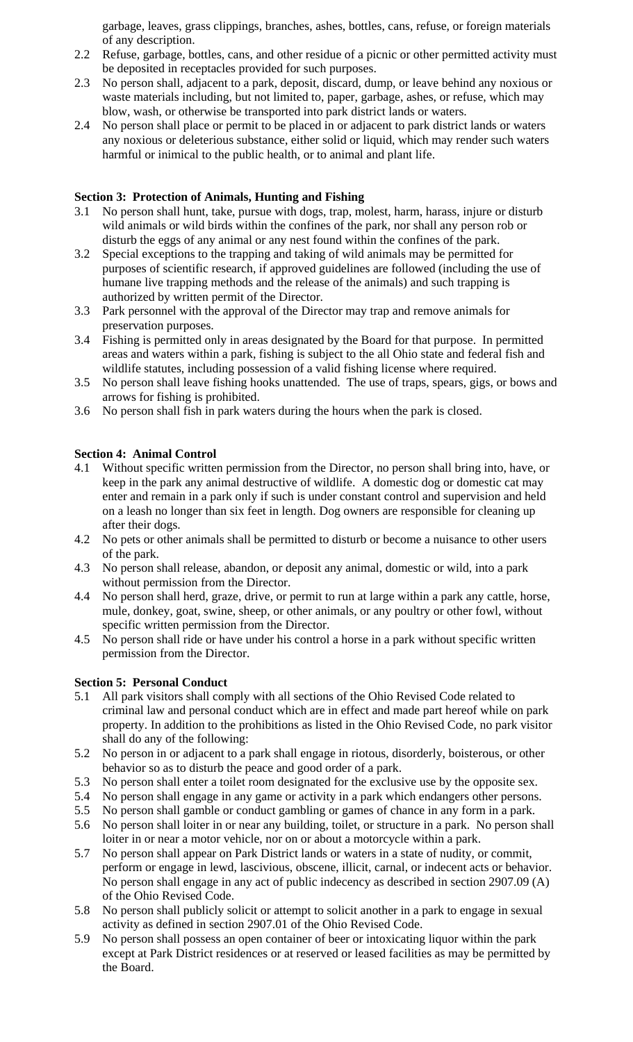garbage, leaves, grass clippings, branches, ashes, bottles, cans, refuse, or foreign materials of any description.

2.2 Refuse, garbage, bottles, cans, and other residue of a picnic or other permitted activity must be deposited in receptacles provided for such purposes.

2.3 No person shall, adjacent to a park, deposit, discard, dump, or leave behind any noxious or waste materials including, but not limited to, paper, garbage, ashes, or refuse, which may blow, wash, or otherwise be transported into park district lands or waters.

2.4 No person shall place or permit to be placed in or adjacent to park district lands or waters any noxious or deleterious substance, either solid or liquid, which may render such waters harmful or inimical to the public health, or to animal and plant life.

**Section 3: Protection of Animals, Hunting and Fishing**

3.1 No person shall hunt, take, pursue with dogs, trap, molest, harm, harass, injure or disturb wild animals or wild birds within the confines of the park, nor shall any person rob or disturb the eggs of any animal or any nest found within the confines of the park.

3.2 Special exceptions to the trapping and taking of wild animals may be permitted for purposes of scientific research, if approved guidelines are followed (including the use of humane live trapping methods and the release of the animals) and such trapping is authorized by written permit of the Director.

3.3 Park personnel with the approval of the Director may trap and remove animals for preservation purposes.

3.4 Fishing is permitted only in areas designated by the Board for that purpose. In permitted areas and waters within a park, fishing is subject to the all Ohio state and federal fish and wildlife statutes, including possession of a valid fishing license where required.

3.5 No person shall leave fishing hooks unattended. The use of traps, spears, gigs, or bows and arrows for fishing is prohibited.

3.6 No person shall fish in park waters during the hours when the park is closed.

**Section 4: Animal Control**

4.1 Without specific written permission from the Director, no person shall bring into, have, or keep in the park any animal destructive of wildlife. A domestic dog or domestic cat may enter and remain in a park only if such is under constant control and supervision and held on a leash no longer than six feet in length. Dog owners are responsible for cleaning up after their dogs.

4.2 No pets or other animals shall be permitted to disturb or become a nuisance to other users of the park.

4.3 No person shall release, abandon, or deposit any animal, domestic or wild, into a park without permission from the Director.

4.4 No person shall herd, graze, drive, or permit to run at large within a park any cattle, horse, mule, donkey, goat, swine, sheep, or other animals, or any poultry or other fowl, without specific written permission from the Director.

4.5 No person shall ride or have under his control a horse in a park without specific written permission from the Director.

**Section 5: Personal Conduct**

5.1 All park visitors shall comply with all sections of the Ohio Revised Code related to criminal law and personal conduct which are in effect and made part hereof while on park property. In addition to the prohibitions as listed in the Ohio Revised Code, no park visitor shall do any of the following:

5.2 No person in or adjacent to a park shall engage in riotous, disorderly, boisterous, or other behavior so as to disturb the peace and good order of a park.

5.3 No person shall enter a toilet room designated for the exclusive use by the opposite sex.

5.4 No person shall engage in any game or activity in a park which endangers other persons.

5.5 No person shall gamble or conduct gambling or games of chance in any form in a park.

5.6 No person shall loiter in or near any building, toilet, or structure in a park. No person shall loiter in or near a motor vehicle, nor on or about a motorcycle within a park.

5.7 No person shall appear on Park District lands or waters in a state of nudity, or commit, perform or engage in lewd, lascivious, obscene, illicit, carnal, or indecent acts or behavior. No person shall engage in any act of public indecency as described in section 2907.09 (A) of the Ohio Revised Code.

5.8 No person shall publicly solicit or attempt to solicit another in a park to engage in sexual activity as defined in section 2907.01 of the Ohio Revised Code.

5.9 No person shall possess an open container of beer or intoxicating liquor within the park except at Park District residences or at reserved or leased facilities as may be permitted by the Board.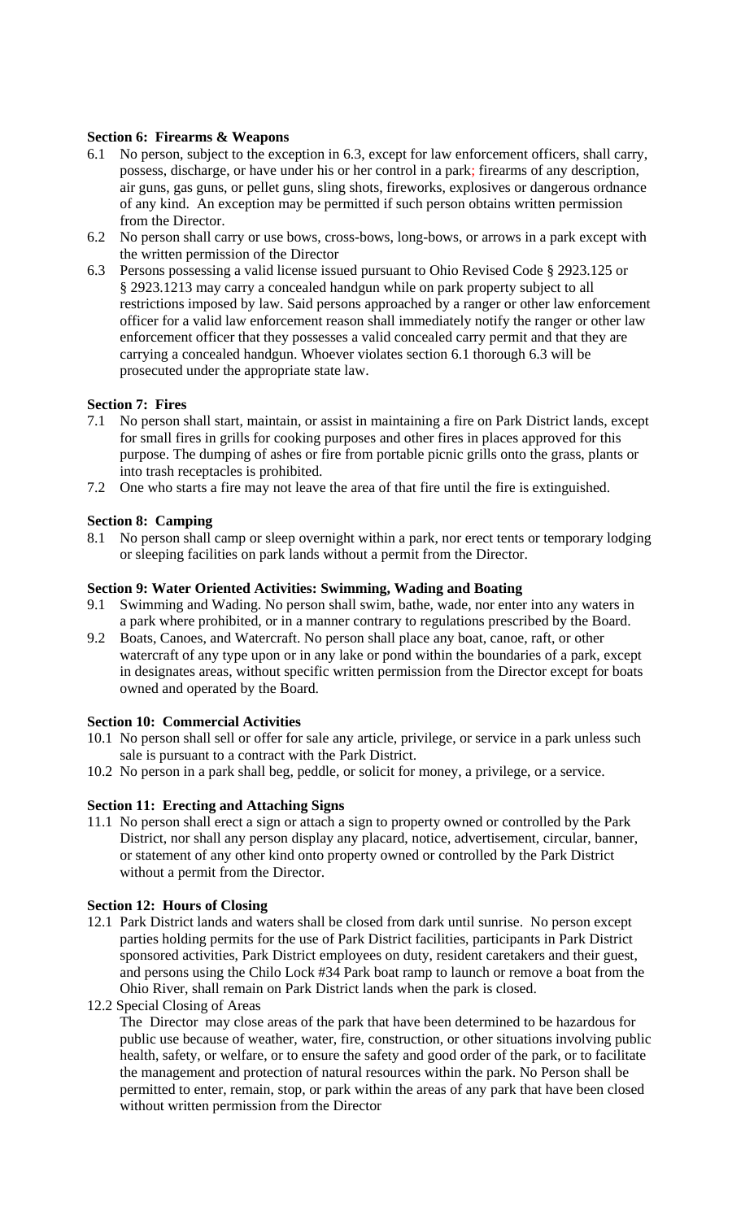**Section 6: Firearms & Weapons**

6.1 No person, subject to the exception in 6.3, except for law enforcement officers, shall carry, possess, discharge, or have under his or her control in a park; firearms of any description, air guns, gas guns, or pellet guns, sling shots, fireworks, explosives or dangerous ordnance of any kind. An exception may be permitted if such person obtains written permission from the Director.

6.2 No person shall carry or use bows, cross-bows, long-bows, or arrows in a park except with the written permission of the Director

6.3 Persons possessing a valid license issued pursuant to Ohio Revised Code § 2923.125 or § 2923.1213 may carry a concealed handgun while on park property subject to all restrictions imposed by law. Said persons approached by a ranger or other law enforcement officer for a valid law enforcement reason shall immediately notify the ranger or other law enforcement officer that they possesses a valid concealed carry permit and that they are carrying a concealed handgun. Whoever violates section 6.1 thorough 6.3 will be prosecuted under the appropriate state law.

**Section 7: Fires**

7.1 No person shall start, maintain, or assist in maintaining a fire on Park District lands, except for small fires in grills for cooking purposes and other fires in places approved for this purpose. The dumping of ashes or fire from portable picnic grills onto the grass, plants or into trash receptacles is prohibited.

7.2 One who starts a fire may not leave the area of that fire until the fire is extinguished.

**Section 8: Camping**

8.1 No person shall camp or sleep overnight within a park, nor erect tents or temporary lodging or sleeping facilities on park lands without a permit from the Director.

**Section 9: Water Oriented Activities: Swimming, Wading and Boating**

9.1 Swimming and Wading. No person shall swim, bathe, wade, nor enter into any waters in a park where prohibited, or in a manner contrary to regulations prescribed by the Board.

9.2 Boats, Canoes, and Watercraft. No person shall place any boat, canoe, raft, or other watercraft of any type upon or in any lake or pond within the boundaries of a park, except in designates areas, without specific written permission from the Director except for boats owned and operated by the Board.

**Section 10: Commercial Activities**

10.1 No person shall sell or offer for sale any article, privilege, or service in a park unless such sale is pursuant to a contract with the Park District.

10.2 No person in a park shall beg, peddle, or solicit for money, a privilege, or a service.

**Section 11: Erecting and Attaching Signs**

11.1 No person shall erect a sign or attach a sign to property owned or controlled by the Park District, nor shall any person display any placard, notice, advertisement, circular, banner, or statement of any other kind onto property owned or controlled by the Park District without a permit from the Director.

**Section 12: Hours of Closing**

12.1 Park District lands and waters shall be closed from dark until sunrise. No person except parties holding permits for the use of Park District facilities, participants in Park District sponsored activities, Park District employees on duty, resident caretakers and their guest, and persons using the Chilo Lock #34 Park boat ramp to launch or remove a boat from the Ohio River, shall remain on Park District lands when the park is closed.

12.2 Special Closing of Areas

The Director may close areas of the park that have been determined to be hazardous for public use because of weather, water, fire, construction, or other situations involving public health, safety, or welfare, or to ensure the safety and good order of the park, or to facilitate the management and protection of natural resources within the park. No Person shall be permitted to enter, remain, stop, or park within the areas of any park that have been closed without written permission from the Director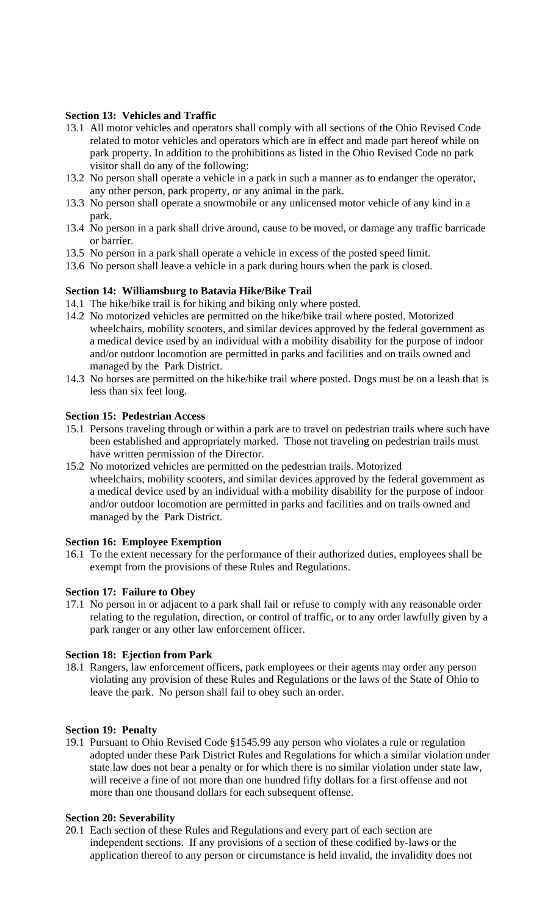**Section 13: Vehicles and Traffic**

13.1 All motor vehicles and operators shall comply with all sections of the Ohio Revised Code related to motor vehicles and operators which are in effect and made part hereof while on park property. In addition to the prohibitions as listed in the Ohio Revised Code no park visitor shall do any of the following:

13.2 No person shall operate a vehicle in a park in such a manner as to endanger the operator, any other person, park property, or any animal in the park.

13.3 No person shall operate a snowmobile or any unlicensed motor vehicle of any kind in a park.

13.4 No person in a park shall drive around, cause to be moved, or damage any traffic barricade or barrier.

13.5 No person in a park shall operate a vehicle in excess of the posted speed limit.

13.6 No person shall leave a vehicle in a park during hours when the park is closed.

**Section 14: Williamsburg to Batavia Hike/Bike Trail**

14.1 The hike/bike trail is for hiking and biking only where posted.

14.2 No motorized vehicles are permitted on the hike/bike trail where posted. Motorized wheelchairs, mobility scooters, and similar devices approved by the federal government as a medical device used by an individual with a mobility disability for the purpose of indoor and/or outdoor locomotion are permitted in parks and facilities and on trails owned and managed by the Park District.

14.3 No horses are permitted on the hike/bike trail where posted. Dogs must be on a leash that is less than six feet long.

**Section 15: Pedestrian Access**

15.1 Persons traveling through or within a park are to travel on pedestrian trails where such have been established and appropriately marked. Those not traveling on pedestrian trails must have written permission of the Director.

15.2 No motorized vehicles are permitted on the pedestrian trails. Motorized wheelchairs, mobility scooters, and similar devices approved by the federal government as a medical device used by an individual with a mobility disability for the purpose of indoor and/or outdoor locomotion are permitted in parks and facilities and on trails owned and managed by the Park District.

**Section 16: Employee Exemption**

16.1 To the extent necessary for the performance of their authorized duties, employees shall be exempt from the provisions of these Rules and Regulations.

**Section 17: Failure to Obey**

17.1 No person in or adjacent to a park shall fail or refuse to comply with any reasonable order relating to the regulation, direction, or control of traffic, or to any order lawfully given by a park ranger or any other law enforcement officer.

**Section 18: Ejection from Park**

18.1 Rangers, law enforcement officers, park employees or their agents may order any person violating any provision of these Rules and Regulations or the laws of the State of Ohio to leave the park. No person shall fail to obey such an order.

**Section 19: Penalty**

19.1 Pursuant to Ohio Revised Code §1545.99 any person who violates a rule or regulation adopted under these Park District Rules and Regulations for which a similar violation under state law does not bear a penalty or for which there is no similar violation under state law, will receive a fine of not more than one hundred fifty dollars for a first offense and not more than one thousand dollars for each subsequent offense.

**Section 20: Severability**

20.1 Each section of these Rules and Regulations and every part of each section are independent sections. If any provisions of a section of these codified by-laws or the application thereof to any person or circumstance is held invalid, the invalidity does not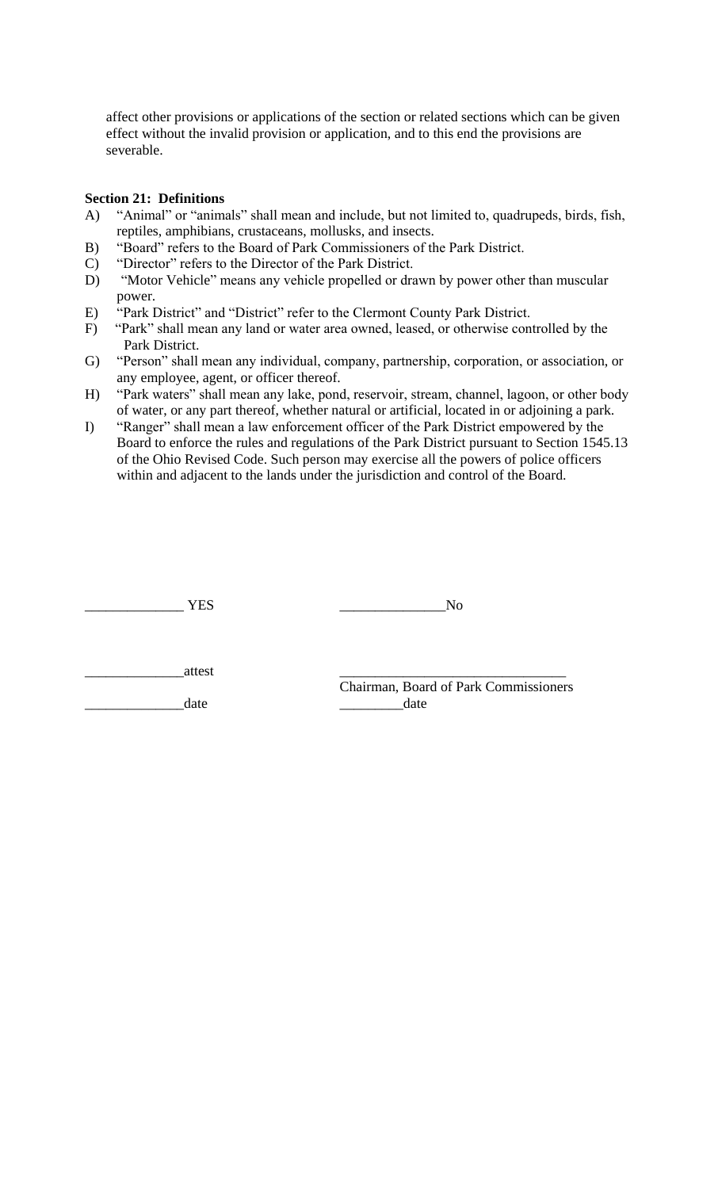affect other provisions or applications of the section or related sections which can be given effect without the invalid provision or application, and to this end the provisions are severable.

**Section 21: Definitions**

A) "Animal" or "animals" shall mean and include, but not limited to, quadrupeds, birds, fish, reptiles, amphibians, crustaceans, mollusks, and insects.

B) "Board" refers to the Board of Park Commissioners of the Park District.

C) "Director" refers to the Director of the Park District.

D) "Motor Vehicle" means any vehicle propelled or drawn by power other than muscular power.

E) "Park District" and "District" refer to the Clermont County Park District.

F) "Park" shall mean any land or water area owned, leased, or otherwise controlled by the Park District.

G) "Person" shall mean any individual, company, partnership, corporation, or association, or any employee, agent, or officer thereof.

H) "Park waters" shall mean any lake, pond, reservoir, stream, channel, lagoon, or other body of water, or any part thereof, whether natural or artificial, located in or adjoining a park.

I) "Ranger" shall mean a law enforcement officer of the Park District empowered by the Board to enforce the rules and regulations of the Park District pursuant to Section 1545.13 of the Ohio Revised Code. Such person may exercise all the powers of police officers within and adjacent to the lands under the jurisdiction and control of the Board.

______________ YES ______________No

______________attest ________________________________
Chairman, Board of Park Commissioners

______________date _________date